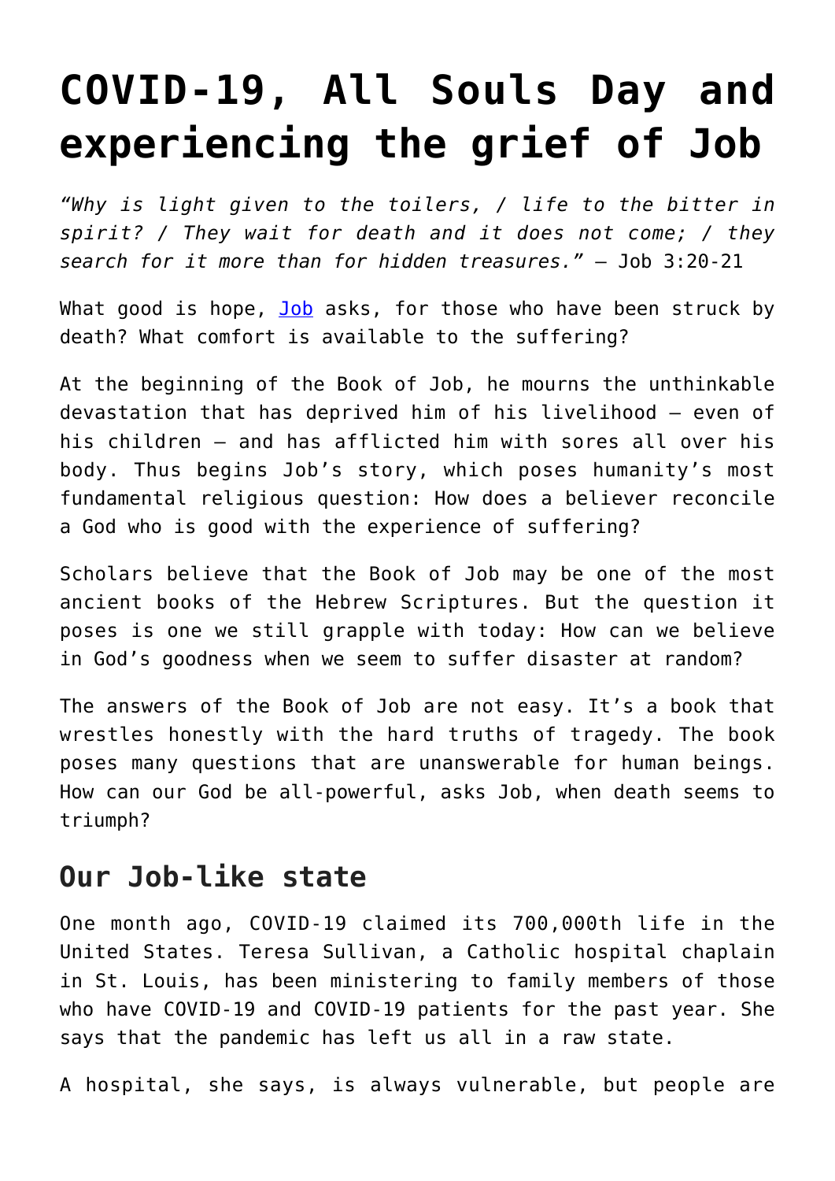# COVID-19, All Souls Day and experiencing the grief of Job

*"Why is light given to the toilers, / life to the bitter in spirit? / They wait for death and it does not come; / they search for it more than for hidden treasures."* – Job 3:20-21

What good is hope, Job asks, for those who have been struck by death? What comfort is available to the suffering?

At the beginning of the Book of Job, he mourns the unthinkable devastation that has deprived him of his livelihood — even of his children — and has afflicted him with sores all over his body. Thus begins Job's story, which poses humanity's most fundamental religious question: How does a believer reconcile a God who is good with the experience of suffering?

Scholars believe that the Book of Job may be one of the most ancient books of the Hebrew Scriptures. But the question it poses is one we still grapple with today: How can we believe in God's goodness when we seem to suffer disaster at random?

The answers of the Book of Job are not easy. It's a book that wrestles honestly with the hard truths of tragedy. The book poses many questions that are unanswerable for human beings. How can our God be all-powerful, asks Job, when death seems to triumph?

## Our Job-like state

One month ago, COVID-19 claimed its 700,000th life in the United States. Teresa Sullivan, a Catholic hospital chaplain in St. Louis, has been ministering to family members of those who have COVID-19 and COVID-19 patients for the past year. She says that the pandemic has left us all in a raw state.

A hospital, she says, is always vulnerable, but people are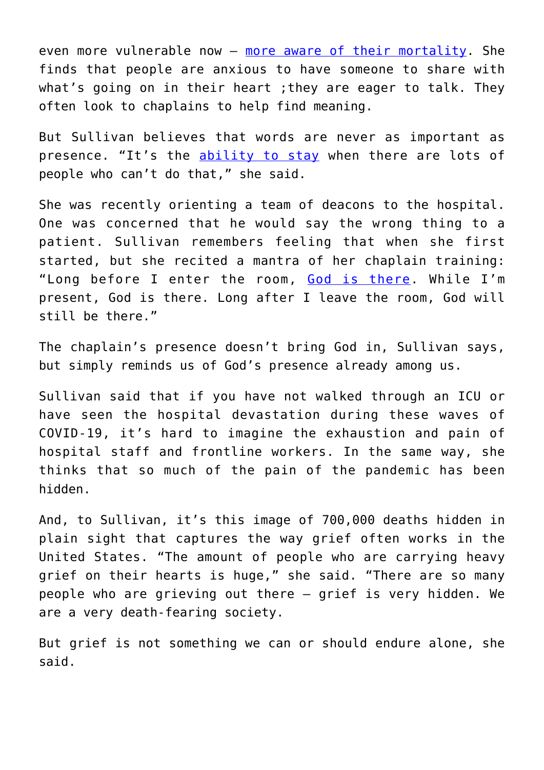even more vulnerable now — more aware of their mortality. She finds that people are anxious to have someone to share with what's going on in their heart ;they are eager to talk. They often look to chaplains to help find meaning.

But Sullivan believes that words are never as important as presence. "It's the ability to stay when there are lots of people who can't do that," she said.

She was recently orienting a team of deacons to the hospital. One was concerned that he would say the wrong thing to a patient. Sullivan remembers feeling that when she first started, but she recited a mantra of her chaplain training: "Long before I enter the room, God is there. While I'm present, God is there. Long after I leave the room, God will still be there."

The chaplain's presence doesn't bring God in, Sullivan says, but simply reminds us of God's presence already among us.

Sullivan said that if you have not walked through an ICU or have seen the hospital devastation during these waves of COVID-19, it's hard to imagine the exhaustion and pain of hospital staff and frontline workers. In the same way, she thinks that so much of the pain of the pandemic has been hidden.

And, to Sullivan, it's this image of 700,000 deaths hidden in plain sight that captures the way grief often works in the United States. "The amount of people who are carrying heavy grief on their hearts is huge," she said. "There are so many people who are grieving out there — grief is very hidden. We are a very death-fearing society.

But grief is not something we can or should endure alone, she said.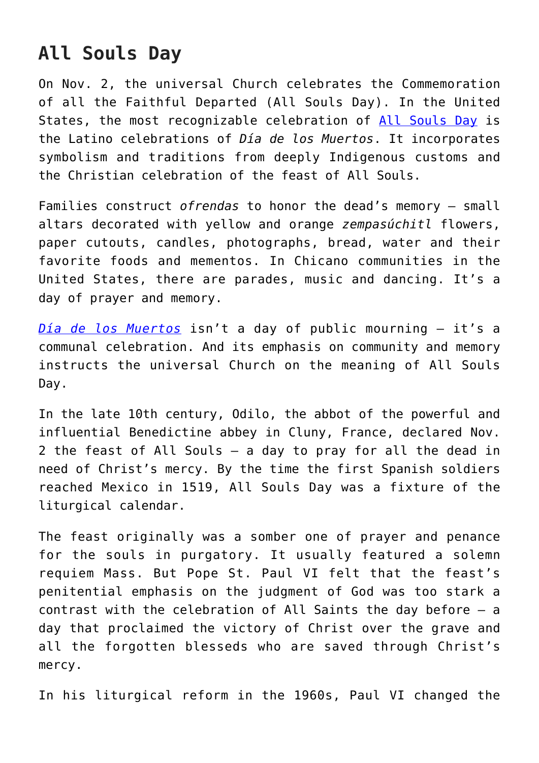## All Souls Day

On Nov. 2, the universal Church celebrates the Commemoration of all the Faithful Departed (All Souls Day). In the United States, the most recognizable celebration of All Souls Day is the Latino celebrations of *Día de los Muertos*. It incorporates symbolism and traditions from deeply Indigenous customs and the Christian celebration of the feast of All Souls.

Families construct *ofrendas* to honor the dead's memory — small altars decorated with yellow and orange *zempasúchitl* flowers, paper cutouts, candles, photographs, bread, water and their favorite foods and mementos. In Chicano communities in the United States, there are parades, music and dancing. It's a day of prayer and memory.

*Día de los Muertos* isn't a day of public mourning — it's a communal celebration. And its emphasis on community and memory instructs the universal Church on the meaning of All Souls Day.

In the late 10th century, Odilo, the abbot of the powerful and influential Benedictine abbey in Cluny, France, declared Nov. 2 the feast of All Souls — a day to pray for all the dead in need of Christ's mercy. By the time the first Spanish soldiers reached Mexico in 1519, All Souls Day was a fixture of the liturgical calendar.

The feast originally was a somber one of prayer and penance for the souls in purgatory. It usually featured a solemn requiem Mass. But Pope St. Paul VI felt that the feast's penitential emphasis on the judgment of God was too stark a contrast with the celebration of All Saints the day before — a day that proclaimed the victory of Christ over the grave and all the forgotten blesseds who are saved through Christ's mercy.

In his liturgical reform in the 1960s, Paul VI changed the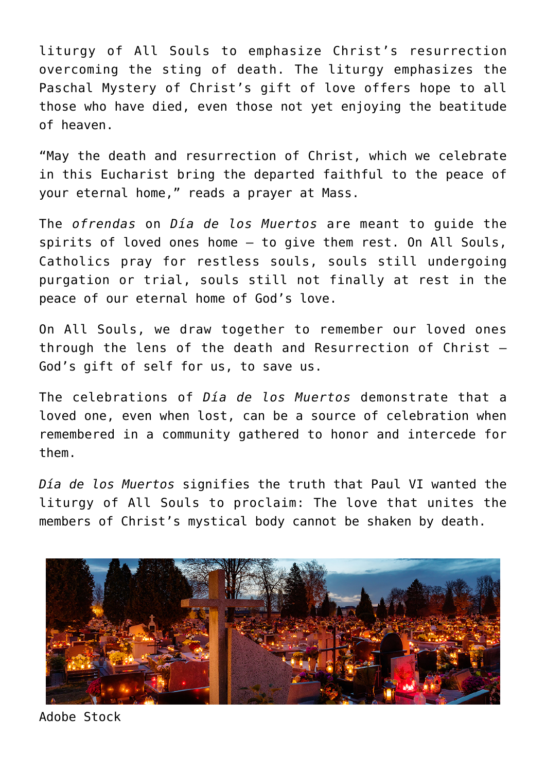liturgy of All Souls to emphasize Christ's resurrection overcoming the sting of death. The liturgy emphasizes the Paschal Mystery of Christ's gift of love offers hope to all those who have died, even those not yet enjoying the beatitude of heaven.

"May the death and resurrection of Christ, which we celebrate in this Eucharist bring the departed faithful to the peace of your eternal home," reads a prayer at Mass.

The *ofrendas* on *Día de los Muertos* are meant to guide the spirits of loved ones home — to give them rest. On All Souls, Catholics pray for restless souls, souls still undergoing purgation or trial, souls still not finally at rest in the peace of our eternal home of God's love.

On All Souls, we draw together to remember our loved ones through the lens of the death and Resurrection of Christ — God's gift of self for us, to save us.

The celebrations of *Día de los Muertos* demonstrate that a loved one, even when lost, can be a source of celebration when remembered in a community gathered to honor and intercede for them.

*Día de los Muertos* signifies the truth that Paul VI wanted the liturgy of All Souls to proclaim: The love that unites the members of Christ's mystical body cannot be shaken by death.

Adobe Stock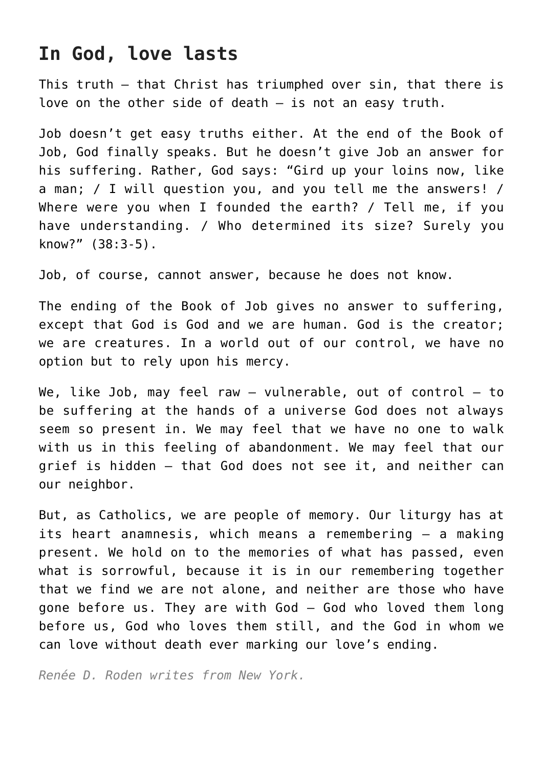## In God, love lasts

This truth — that Christ has triumphed over sin, that there is love on the other side of death — is not an easy truth.

Job doesn't get easy truths either. At the end of the Book of Job, God finally speaks. But he doesn't give Job an answer for his suffering. Rather, God says: "Gird up your loins now, like a man; / I will question you, and you tell me the answers! / Where were you when I founded the earth? / Tell me, if you have understanding. / Who determined its size? Surely you know?" (38:3-5).

Job, of course, cannot answer, because he does not know.

The ending of the Book of Job gives no answer to suffering, except that God is God and we are human. God is the creator; we are creatures. In a world out of our control, we have no option but to rely upon his mercy.

We, like Job, may feel raw — vulnerable, out of control — to be suffering at the hands of a universe God does not always seem so present in. We may feel that we have no one to walk with us in this feeling of abandonment. We may feel that our grief is hidden — that God does not see it, and neither can our neighbor.

But, as Catholics, we are people of memory. Our liturgy has at its heart anamnesis, which means a remembering — a making present. We hold on to the memories of what has passed, even what is sorrowful, because it is in our remembering together that we find we are not alone, and neither are those who have gone before us. They are with God — God who loved them long before us, God who loves them still, and the God in whom we can love without death ever marking our love's ending.

*Renée D. Roden writes from New York.*